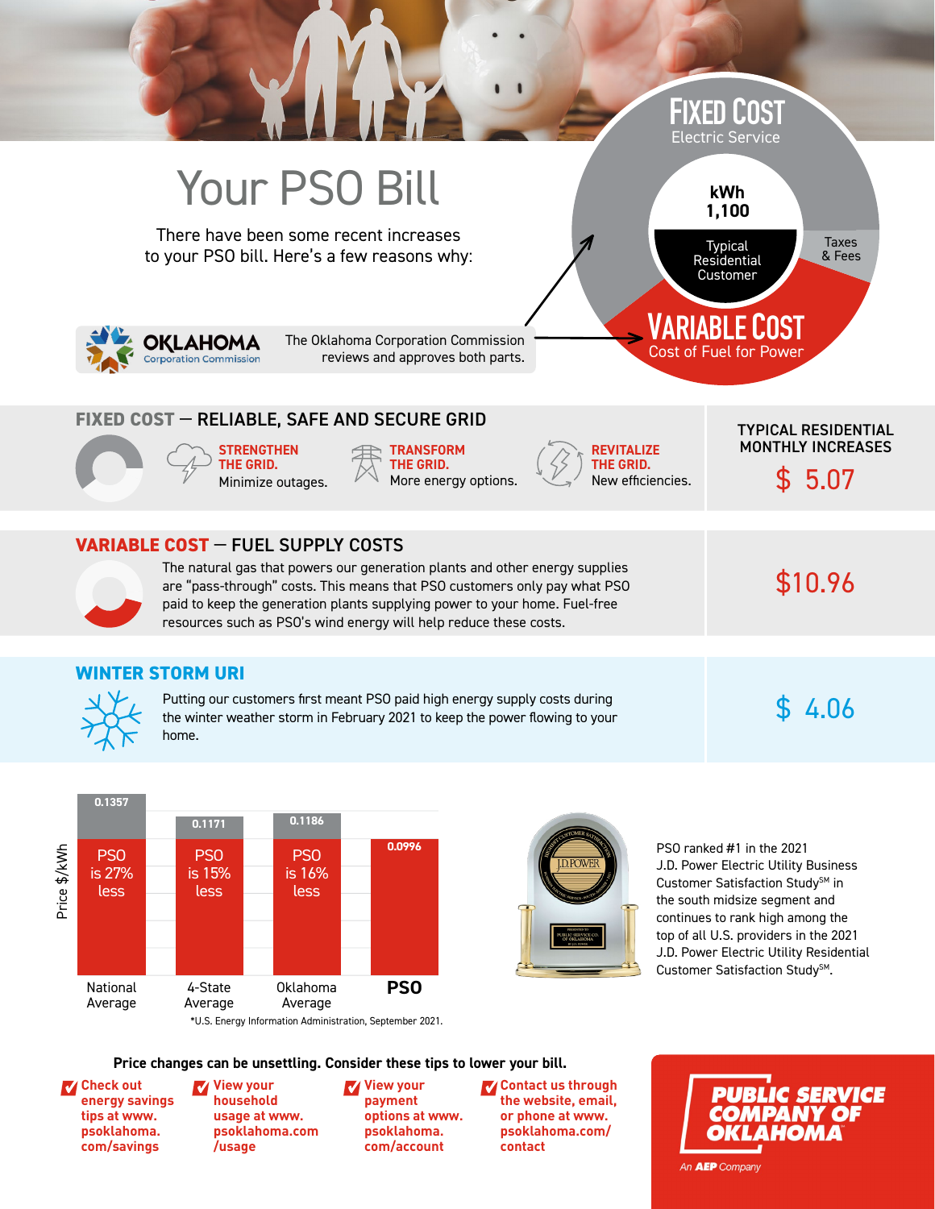# Your PSO Bill

There have been some recent increases to your PSO bill. Here's a few reasons why:

**OKLAHOMA** Corporation Commission

The Oklahoma Corporation Commission reviews and approves both parts.

**FIXED COST** Electric Service

kWh 1,100

Typical Residential Customer

Taxes & Fees

**VARIABLE COST** Cost of Fuel for Power

| | TYPICAL RESIDENTIAL MONTHLY INCREASES |
|---|---|
| **FIXED COST — RELIABLE, SAFE AND SECURE GRID**<br>**STRENGTHEN THE GRID.** Minimize outages.<br>**TRANSFORM THE GRID.** More energy options.<br>**REVITALIZE THE GRID.** New efficiencies. | $ 5.07 |
| **VARIABLE COST — FUEL SUPPLY COSTS**<br>The natural gas that powers our generation plants and other energy supplies are "pass-through" costs. This means that PSO customers only pay what PSO paid to keep the generation plants supplying power to your home. Fuel-free resources such as PSO's wind energy will help reduce these costs. | $10.96 |
| **WINTER STORM URI**<br>Putting our customers first meant PSO paid high energy supply costs during the winter weather storm in February 2021 to keep the power flowing to your home. | $ 4.06 |

| | National Average | 4-State Average | Oklahoma Average | **PSO** |
|---|---|---|---|---|
| Price $/kWh | 0.1357 | 0.1171 | 0.1186 | 0.0996 |
| | PSO is 27% less | PSO is 15% less | PSO is 16% less | |

*U.S. Energy Information Administration, September 2021.

PSO ranked #1 in the 2021 J.D. Power Electric Utility Business Customer Satisfaction Study℠ in the south midsize segment and continues to rank high among the top of all U.S. providers in the 2021 J.D. Power Electric Utility Residential Customer Satisfaction Study℠.

**Price changes can be unsettling. Consider these tips to lower your bill.**

- **Check out energy savings tips at www.psoklahoma.com/savings**
- **View your household usage at www.psoklahoma.com/usage**
- **View your payment options at www.psoklahoma.com/account**
- **Contact us through the website, email, or phone at www.psoklahoma.com/contact**

**PUBLIC SERVICE COMPANY OF OKLAHOMA**

An AEP Company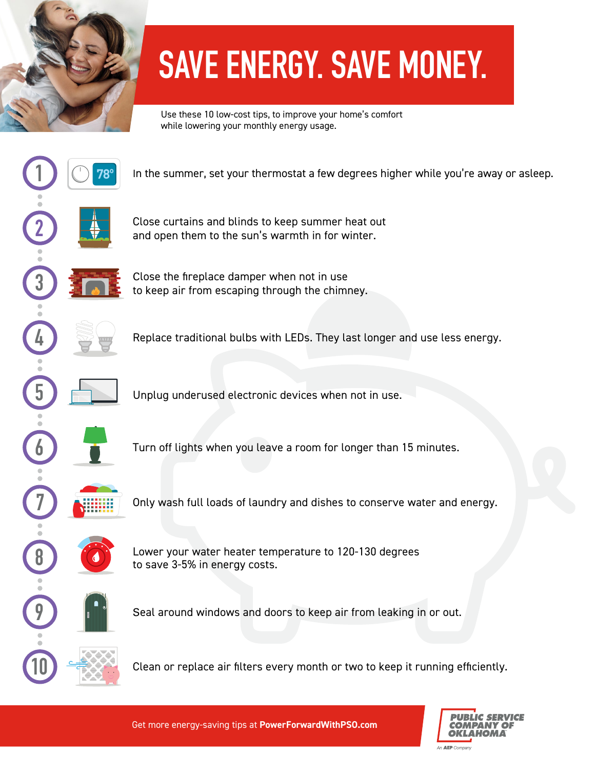# SAVE ENERGY. SAVE MONEY.

Use these 10 low-cost tips, to improve your home's comfort while lowering your monthly energy usage.

1. In the summer, set your thermostat a few degrees higher while you're away or asleep.
2. Close curtains and blinds to keep summer heat out and open them to the sun's warmth in for winter.
3. Close the fireplace damper when not in use to keep air from escaping through the chimney.
4. Replace traditional bulbs with LEDs. They last longer and use less energy.
5. Unplug underused electronic devices when not in use.
6. Turn off lights when you leave a room for longer than 15 minutes.
7. Only wash full loads of laundry and dishes to conserve water and energy.
8. Lower your water heater temperature to 120-130 degrees to save 3-5% in energy costs.
9. Seal around windows and doors to keep air from leaking in or out.
10. Clean or replace air filters every month or two to keep it running efficiently.

Get more energy-saving tips at **PowerForwardWithPSO.com**

**PUBLIC SERVICE COMPANY OF OKLAHOMA**
An AEP Company